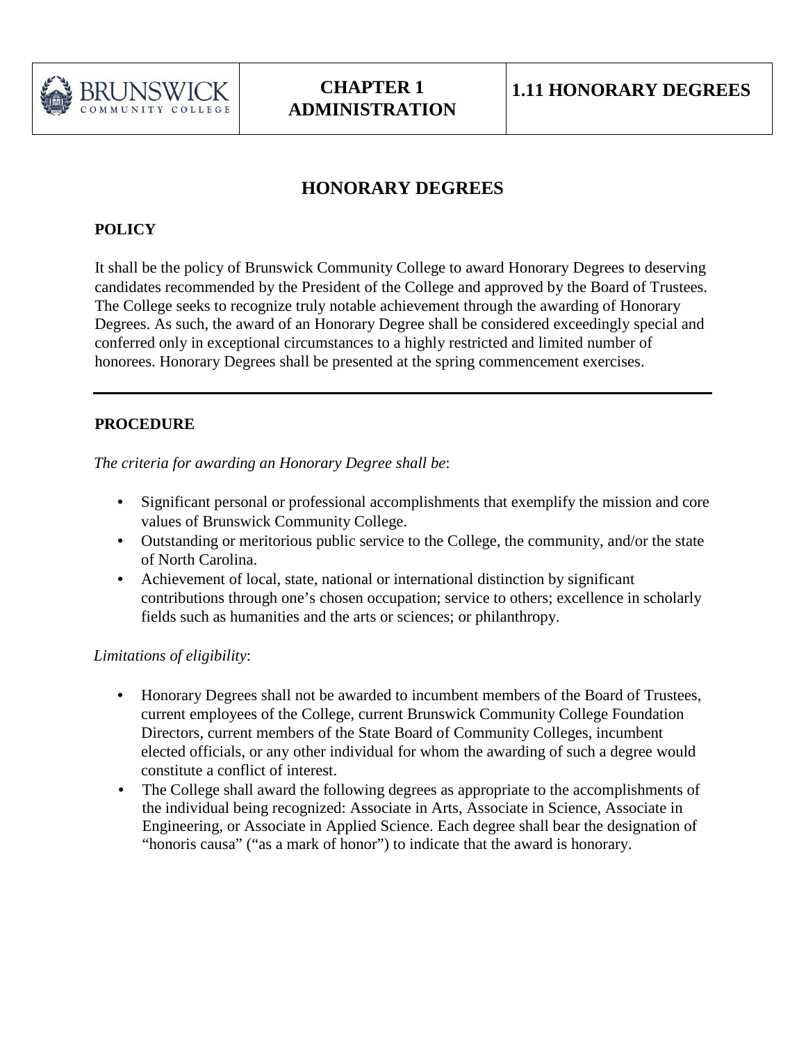| BRUNSWICK COMMUNITY COLLEGE | CHAPTER 1 ADMINISTRATION | 1.11 HONORARY DEGREES |
|---|---|---|

# HONORARY DEGREES

## POLICY

It shall be the policy of Brunswick Community College to award Honorary Degrees to deserving candidates recommended by the President of the College and approved by the Board of Trustees. The College seeks to recognize truly notable achievement through the awarding of Honorary Degrees. As such, the award of an Honorary Degree shall be considered exceedingly special and conferred only in exceptional circumstances to a highly restricted and limited number of honorees. Honorary Degrees shall be presented at the spring commencement exercises.

---

## PROCEDURE

*The criteria for awarding an Honorary Degree shall be*:

- Significant personal or professional accomplishments that exemplify the mission and core values of Brunswick Community College.
- Outstanding or meritorious public service to the College, the community, and/or the state of North Carolina.
- Achievement of local, state, national or international distinction by significant contributions through one's chosen occupation; service to others; excellence in scholarly fields such as humanities and the arts or sciences; or philanthropy.

*Limitations of eligibility*:

- Honorary Degrees shall not be awarded to incumbent members of the Board of Trustees, current employees of the College, current Brunswick Community College Foundation Directors, current members of the State Board of Community Colleges, incumbent elected officials, or any other individual for whom the awarding of such a degree would constitute a conflict of interest.
- The College shall award the following degrees as appropriate to the accomplishments of the individual being recognized: Associate in Arts, Associate in Science, Associate in Engineering, or Associate in Applied Science. Each degree shall bear the designation of "honoris causa" ("as a mark of honor") to indicate that the award is honorary.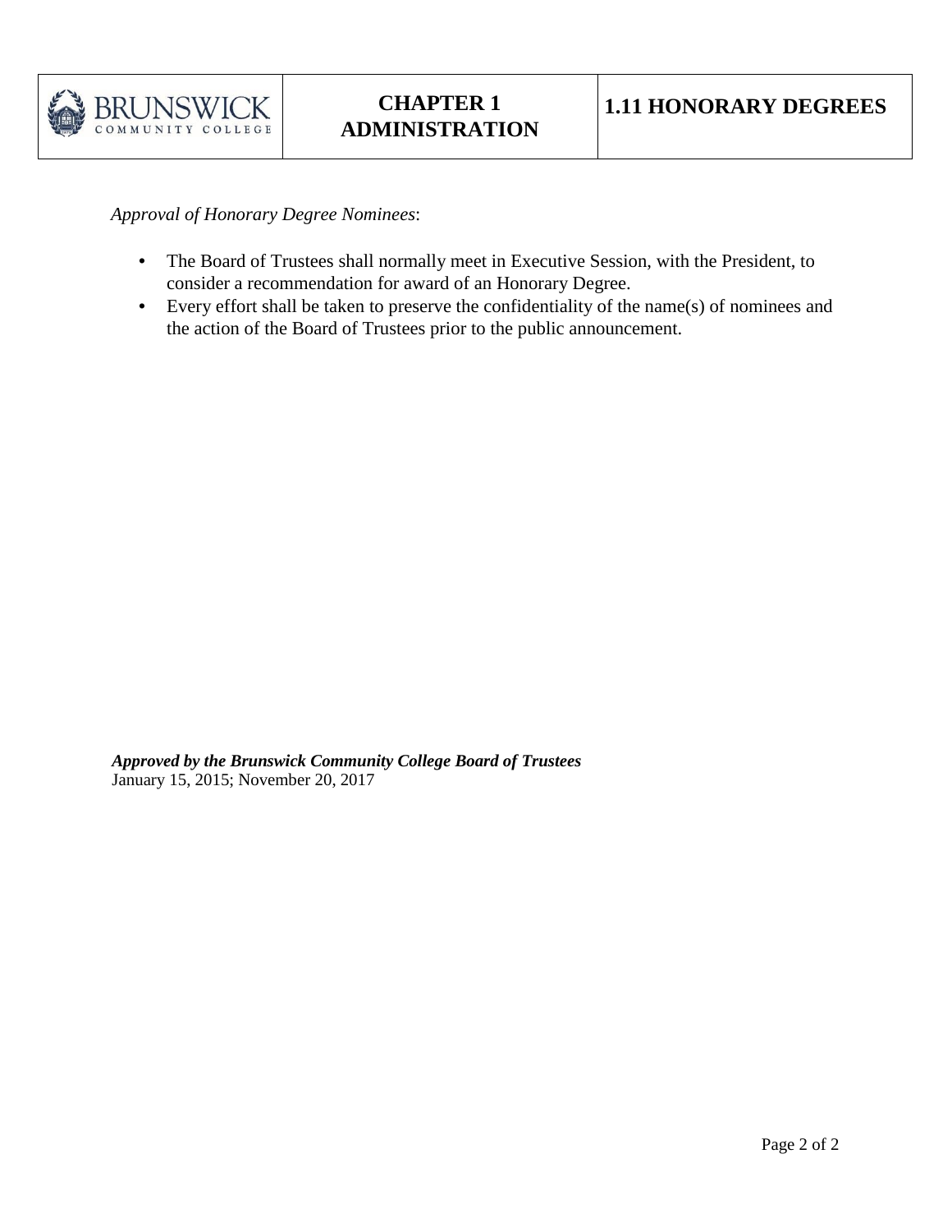*Approval of Honorary Degree Nominees*:

- The Board of Trustees shall normally meet in Executive Session, with the President, to consider a recommendation for award of an Honorary Degree.
- Every effort shall be taken to preserve the confidentiality of the name(s) of nominees and the action of the Board of Trustees prior to the public announcement.

***Approved by the Brunswick Community College Board of Trustees***
January 15, 2015; November 20, 2017